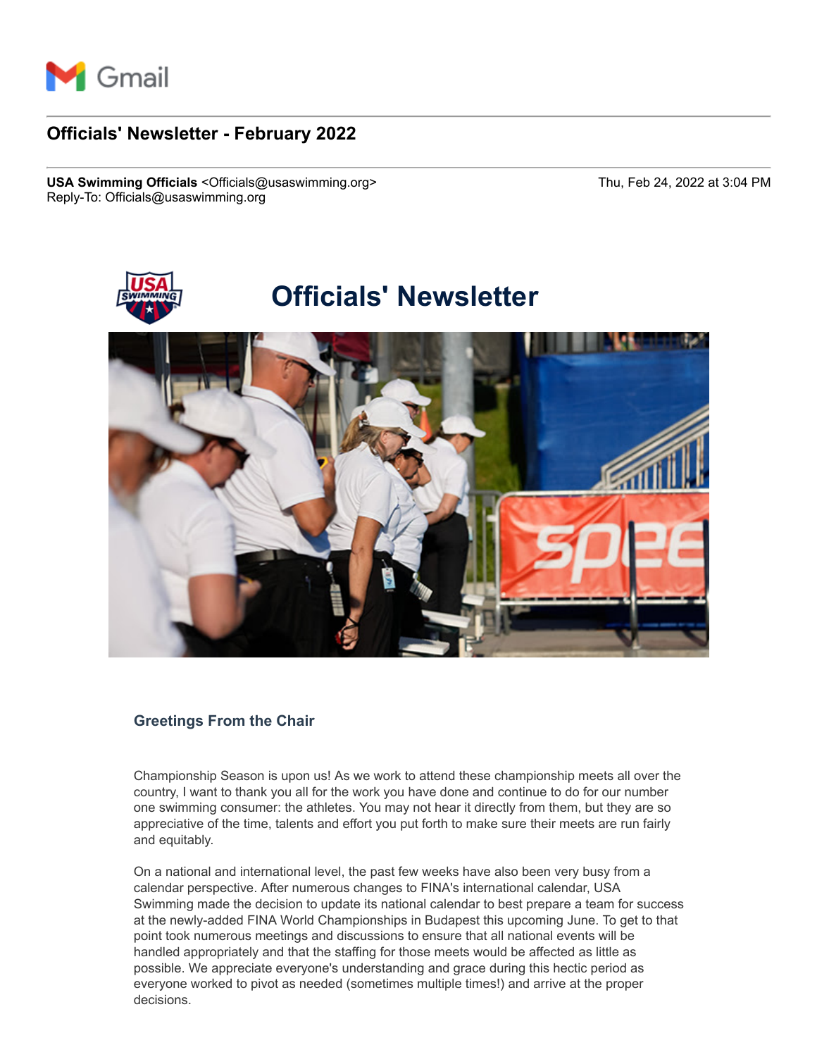Gmail

# Officials' Newsletter - February 2022

**USA Swimming Officials** <Officials@usaswimming.org>
Reply-To: Officials@usaswimming.org

Thu, Feb 24, 2022 at 3:04 PM

## Officials' Newsletter

### Greetings From the Chair

Championship Season is upon us! As we work to attend these championship meets all over the country, I want to thank you all for the work you have done and continue to do for our number one swimming consumer: the athletes. You may not hear it directly from them, but they are so appreciative of the time, talents and effort you put forth to make sure their meets are run fairly and equitably.

On a national and international level, the past few weeks have also been very busy from a calendar perspective. After numerous changes to FINA's international calendar, USA Swimming made the decision to update its national calendar to best prepare a team for success at the newly-added FINA World Championships in Budapest this upcoming June. To get to that point took numerous meetings and discussions to ensure that all national events will be handled appropriately and that the staffing for those meets would be affected as little as possible. We appreciate everyone's understanding and grace during this hectic period as everyone worked to pivot as needed (sometimes multiple times!) and arrive at the proper decisions.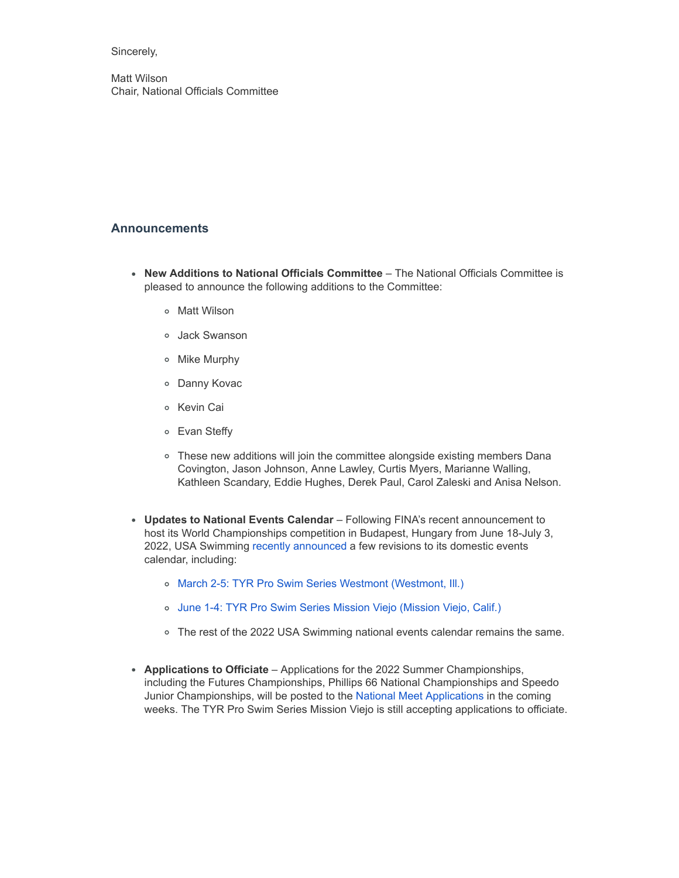Sincerely,

Matt Wilson
Chair, National Officials Committee

## Announcements

- **New Additions to National Officials Committee** – The National Officials Committee is pleased to announce the following additions to the Committee:
  - Matt Wilson
  - Jack Swanson
  - Mike Murphy
  - Danny Kovac
  - Kevin Cai
  - Evan Steffy
  - These new additions will join the committee alongside existing members Dana Covington, Jason Johnson, Anne Lawley, Curtis Myers, Marianne Walling, Kathleen Scandary, Eddie Hughes, Derek Paul, Carol Zaleski and Anisa Nelson.

- **Updates to National Events Calendar** – Following FINA's recent announcement to host its World Championships competition in Budapest, Hungary from June 18-July 3, 2022, USA Swimming recently announced a few revisions to its domestic events calendar, including:
  - March 2-5: TYR Pro Swim Series Westmont (Westmont, Ill.)
  - June 1-4: TYR Pro Swim Series Mission Viejo (Mission Viejo, Calif.)
  - The rest of the 2022 USA Swimming national events calendar remains the same.

- **Applications to Officiate** – Applications for the 2022 Summer Championships, including the Futures Championships, Phillips 66 National Championships and Speedo Junior Championships, will be posted to the National Meet Applications in the coming weeks. The TYR Pro Swim Series Mission Viejo is still accepting applications to officiate.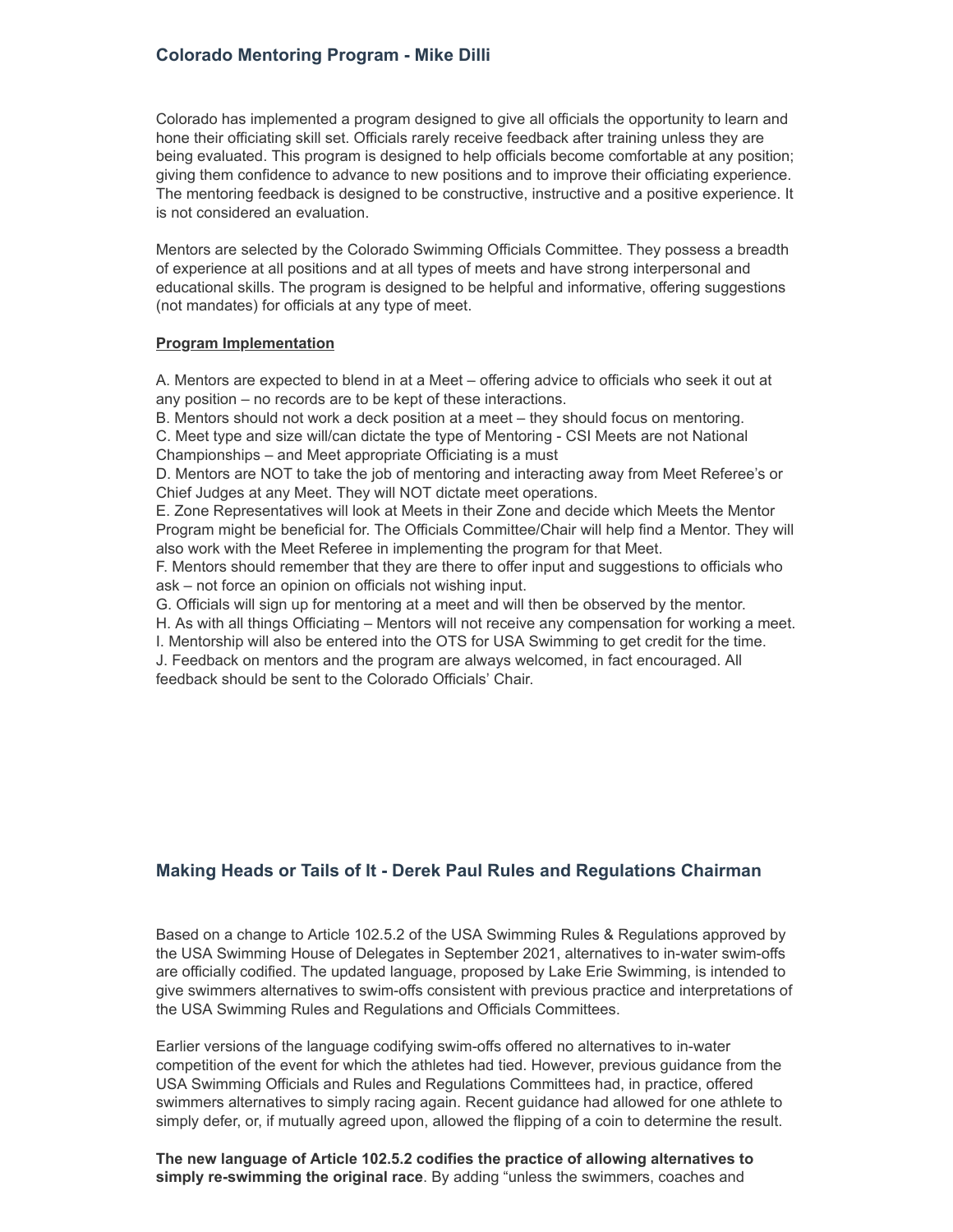### Colorado Mentoring Program - Mike Dilli

Colorado has implemented a program designed to give all officials the opportunity to learn and hone their officiating skill set. Officials rarely receive feedback after training unless they are being evaluated. This program is designed to help officials become comfortable at any position; giving them confidence to advance to new positions and to improve their officiating experience. The mentoring feedback is designed to be constructive, instructive and a positive experience. It is not considered an evaluation.

Mentors are selected by the Colorado Swimming Officials Committee. They possess a breadth of experience at all positions and at all types of meets and have strong interpersonal and educational skills. The program is designed to be helpful and informative, offering suggestions (not mandates) for officials at any type of meet.

**Program Implementation**

A. Mentors are expected to blend in at a Meet – offering advice to officials who seek it out at any position – no records are to be kept of these interactions.
B. Mentors should not work a deck position at a meet – they should focus on mentoring.
C. Meet type and size will/can dictate the type of Mentoring - CSI Meets are not National Championships – and Meet appropriate Officiating is a must
D. Mentors are NOT to take the job of mentoring and interacting away from Meet Referee's or Chief Judges at any Meet. They will NOT dictate meet operations.
E. Zone Representatives will look at Meets in their Zone and decide which Meets the Mentor Program might be beneficial for. The Officials Committee/Chair will help find a Mentor. They will also work with the Meet Referee in implementing the program for that Meet.
F. Mentors should remember that they are there to offer input and suggestions to officials who ask – not force an opinion on officials not wishing input.
G. Officials will sign up for mentoring at a meet and will then be observed by the mentor.
H. As with all things Officiating – Mentors will not receive any compensation for working a meet.
I. Mentorship will also be entered into the OTS for USA Swimming to get credit for the time.
J. Feedback on mentors and the program are always welcomed, in fact encouraged. All feedback should be sent to the Colorado Officials' Chair.

### Making Heads or Tails of It - Derek Paul Rules and Regulations Chairman

Based on a change to Article 102.5.2 of the USA Swimming Rules & Regulations approved by the USA Swimming House of Delegates in September 2021, alternatives to in-water swim-offs are officially codified. The updated language, proposed by Lake Erie Swimming, is intended to give swimmers alternatives to swim-offs consistent with previous practice and interpretations of the USA Swimming Rules and Regulations and Officials Committees.

Earlier versions of the language codifying swim-offs offered no alternatives to in-water competition of the event for which the athletes had tied. However, previous guidance from the USA Swimming Officials and Rules and Regulations Committees had, in practice, offered swimmers alternatives to simply racing again. Recent guidance had allowed for one athlete to simply defer, or, if mutually agreed upon, allowed the flipping of a coin to determine the result.

**The new language of Article 102.5.2 codifies the practice of allowing alternatives to simply re-swimming the original race**. By adding "unless the swimmers, coaches and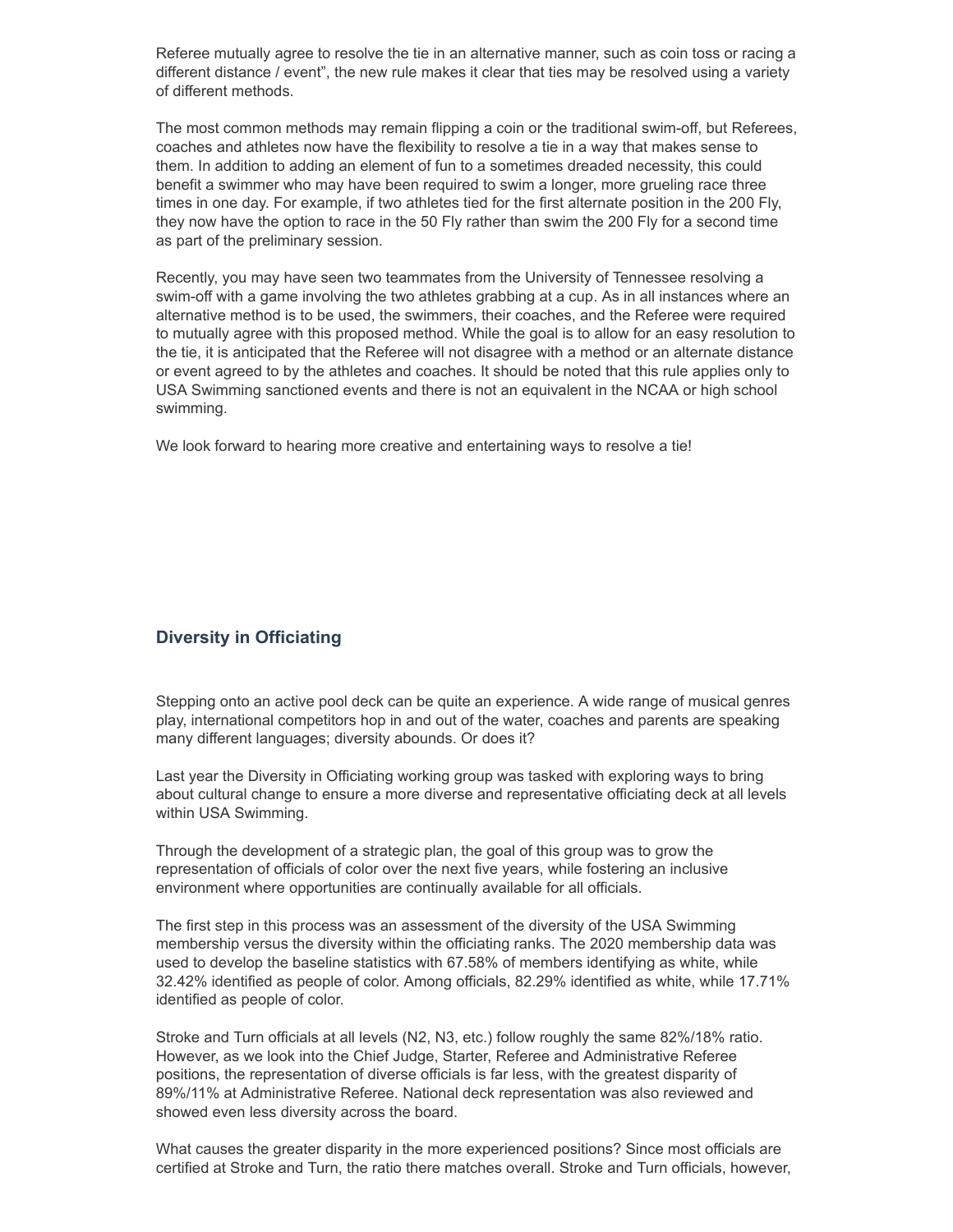Referee mutually agree to resolve the tie in an alternative manner, such as coin toss or racing a different distance / event", the new rule makes it clear that ties may be resolved using a variety of different methods.

The most common methods may remain flipping a coin or the traditional swim-off, but Referees, coaches and athletes now have the flexibility to resolve a tie in a way that makes sense to them. In addition to adding an element of fun to a sometimes dreaded necessity, this could benefit a swimmer who may have been required to swim a longer, more grueling race three times in one day. For example, if two athletes tied for the first alternate position in the 200 Fly, they now have the option to race in the 50 Fly rather than swim the 200 Fly for a second time as part of the preliminary session.

Recently, you may have seen two teammates from the University of Tennessee resolving a swim-off with a game involving the two athletes grabbing at a cup. As in all instances where an alternative method is to be used, the swimmers, their coaches, and the Referee were required to mutually agree with this proposed method. While the goal is to allow for an easy resolution to the tie, it is anticipated that the Referee will not disagree with a method or an alternate distance or event agreed to by the athletes and coaches. It should be noted that this rule applies only to USA Swimming sanctioned events and there is not an equivalent in the NCAA or high school swimming.

We look forward to hearing more creative and entertaining ways to resolve a tie!

### Diversity in Officiating

Stepping onto an active pool deck can be quite an experience. A wide range of musical genres play, international competitors hop in and out of the water, coaches and parents are speaking many different languages; diversity abounds. Or does it?

Last year the Diversity in Officiating working group was tasked with exploring ways to bring about cultural change to ensure a more diverse and representative officiating deck at all levels within USA Swimming.

Through the development of a strategic plan, the goal of this group was to grow the representation of officials of color over the next five years, while fostering an inclusive environment where opportunities are continually available for all officials.

The first step in this process was an assessment of the diversity of the USA Swimming membership versus the diversity within the officiating ranks. The 2020 membership data was used to develop the baseline statistics with 67.58% of members identifying as white, while 32.42% identified as people of color. Among officials, 82.29% identified as white, while 17.71% identified as people of color.

Stroke and Turn officials at all levels (N2, N3, etc.) follow roughly the same 82%/18% ratio. However, as we look into the Chief Judge, Starter, Referee and Administrative Referee positions, the representation of diverse officials is far less, with the greatest disparity of 89%/11% at Administrative Referee. National deck representation was also reviewed and showed even less diversity across the board.

What causes the greater disparity in the more experienced positions? Since most officials are certified at Stroke and Turn, the ratio there matches overall. Stroke and Turn officials, however,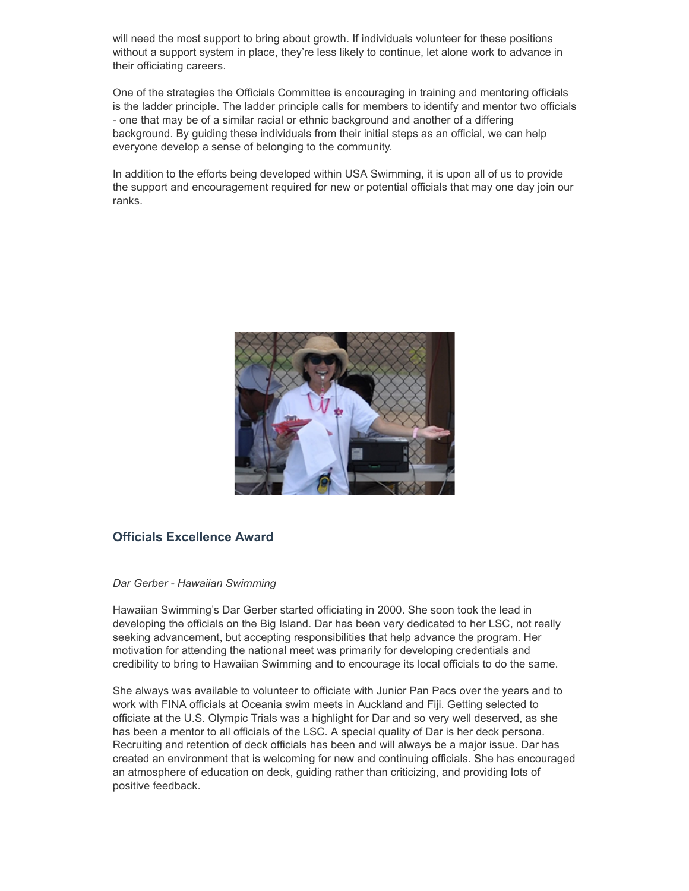will need the most support to bring about growth. If individuals volunteer for these positions without a support system in place, they're less likely to continue, let alone work to advance in their officiating careers.

One of the strategies the Officials Committee is encouraging in training and mentoring officials is the ladder principle. The ladder principle calls for members to identify and mentor two officials - one that may be of a similar racial or ethnic background and another of a differing background. By guiding these individuals from their initial steps as an official, we can help everyone develop a sense of belonging to the community.

In addition to the efforts being developed within USA Swimming, it is upon all of us to provide the support and encouragement required for new or potential officials that may one day join our ranks.

### Officials Excellence Award

*Dar Gerber - Hawaiian Swimming*

Hawaiian Swimming's Dar Gerber started officiating in 2000. She soon took the lead in developing the officials on the Big Island. Dar has been very dedicated to her LSC, not really seeking advancement, but accepting responsibilities that help advance the program. Her motivation for attending the national meet was primarily for developing credentials and credibility to bring to Hawaiian Swimming and to encourage its local officials to do the same.

She always was available to volunteer to officiate with Junior Pan Pacs over the years and to work with FINA officials at Oceania swim meets in Auckland and Fiji. Getting selected to officiate at the U.S. Olympic Trials was a highlight for Dar and so very well deserved, as she has been a mentor to all officials of the LSC. A special quality of Dar is her deck persona. Recruiting and retention of deck officials has been and will always be a major issue. Dar has created an environment that is welcoming for new and continuing officials. She has encouraged an atmosphere of education on deck, guiding rather than criticizing, and providing lots of positive feedback.